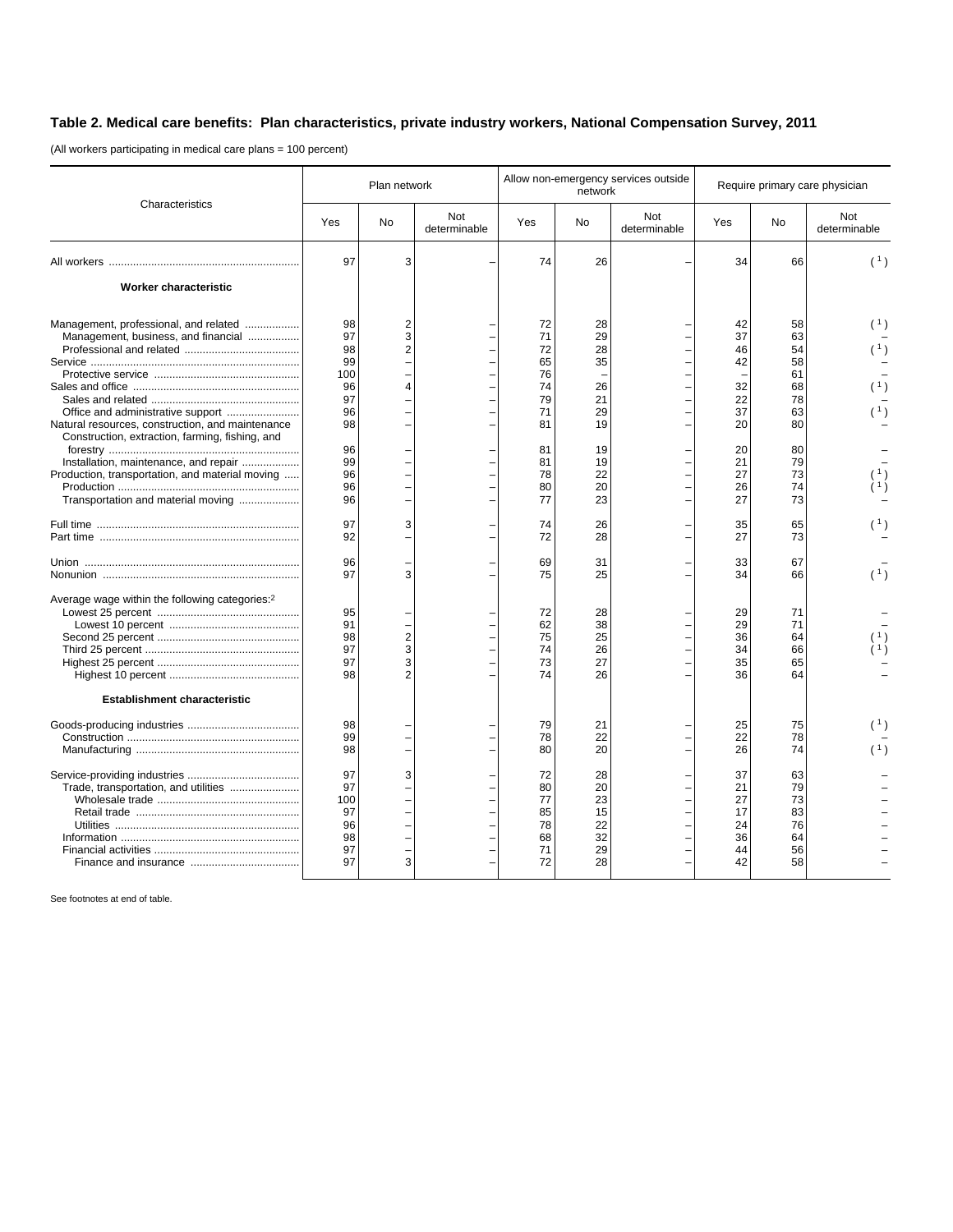## Table 2. Medical care benefits: Plan characteristics, private industry workers, National Compensation Survey, 2011

(All workers participating in medical care plans = 100 percent)

| Characteristics | Plan network | | | Allow non-emergency services outside network | | | Require primary care physician | | |
|---|---|---|---|---|---|---|---|---|---|
| | Yes | No | Not determinable | Yes | No | Not determinable | Yes | No | Not determinable |
| All workers | 97 | 3 | – | 74 | 26 | – | 34 | 66 | (1) |
| **Worker characteristic** | | | | | | | | | |
| Management, professional, and related | 98 | 2 | – | 72 | 28 | – | 42 | 58 | (1) |
| Management, business, and financial | 97 | 3 | – | 71 | 29 | – | 37 | 63 | – |
| Professional and related | 98 | 2 | – | 72 | 28 | – | 46 | 54 | (1) |
| Service | 99 | – | – | 65 | 35 | – | 42 | 58 | – |
| Protective service | 100 | – | – | 76 | – | – | – | 61 | – |
| Sales and office | 96 | 4 | – | 74 | 26 | – | 32 | 68 | (1) |
| Sales and related | 97 | – | – | 79 | 21 | – | 22 | 78 | – |
| Office and administrative support | 96 | – | – | 71 | 29 | – | 37 | 63 | (1) |
| Natural resources, construction, and maintenance | 98 | – | – | 81 | 19 | – | 20 | 80 | – |
| Construction, extraction, farming, fishing, and forestry | 96 | – | – | 81 | 19 | – | 20 | 80 | – |
| Installation, maintenance, and repair | 99 | – | – | 81 | 19 | – | 21 | 79 | – |
| Production, transportation, and material moving | 96 | – | – | 78 | 22 | – | 27 | 73 | (1) |
| Production | 96 | – | – | 80 | 20 | – | 26 | 74 | (1) |
| Transportation and material moving | 96 | – | – | 77 | 23 | – | 27 | 73 | – |
| Full time | 97 | 3 | – | 74 | 26 | – | 35 | 65 | (1) |
| Part time | 92 | – | – | 72 | 28 | – | 27 | 73 | – |
| Union | 96 | – | – | 69 | 31 | – | 33 | 67 | – |
| Nonunion | 97 | 3 | – | 75 | 25 | – | 34 | 66 | (1) |
| Average wage within the following categories:[2] | | | | | | | | | |
| Lowest 25 percent | 95 | – | – | 72 | 28 | – | 29 | 71 | – |
| Lowest 10 percent | 91 | – | – | 62 | 38 | – | 29 | 71 | – |
| Second 25 percent | 98 | 2 | – | 75 | 25 | – | 36 | 64 | (1) |
| Third 25 percent | 97 | 3 | – | 74 | 26 | – | 34 | 66 | (1) |
| Highest 25 percent | 97 | 3 | – | 73 | 27 | – | 35 | 65 | – |
| Highest 10 percent | 98 | 2 | – | 74 | 26 | – | 36 | 64 | – |
| **Establishment characteristic** | | | | | | | | | |
| Goods-producing industries | 98 | – | – | 79 | 21 | – | 25 | 75 | (1) |
| Construction | 99 | – | – | 78 | 22 | – | 22 | 78 | – |
| Manufacturing | 98 | – | – | 80 | 20 | – | 26 | 74 | (1) |
| Service-providing industries | 97 | 3 | – | 72 | 28 | – | 37 | 63 | – |
| Trade, transportation, and utilities | 97 | – | – | 80 | 20 | – | 21 | 79 | – |
| Wholesale trade | 100 | – | – | 77 | 23 | – | 27 | 73 | – |
| Retail trade | 97 | – | – | 85 | 15 | – | 17 | 83 | – |
| Utilities | 96 | – | – | 78 | 22 | – | 24 | 76 | – |
| Information | 98 | – | – | 68 | 32 | – | 36 | 64 | – |
| Financial activities | 97 | – | – | 71 | 29 | – | 44 | 56 | – |
| Finance and insurance | 97 | 3 | – | 72 | 28 | – | 42 | 58 | – |

See footnotes at end of table.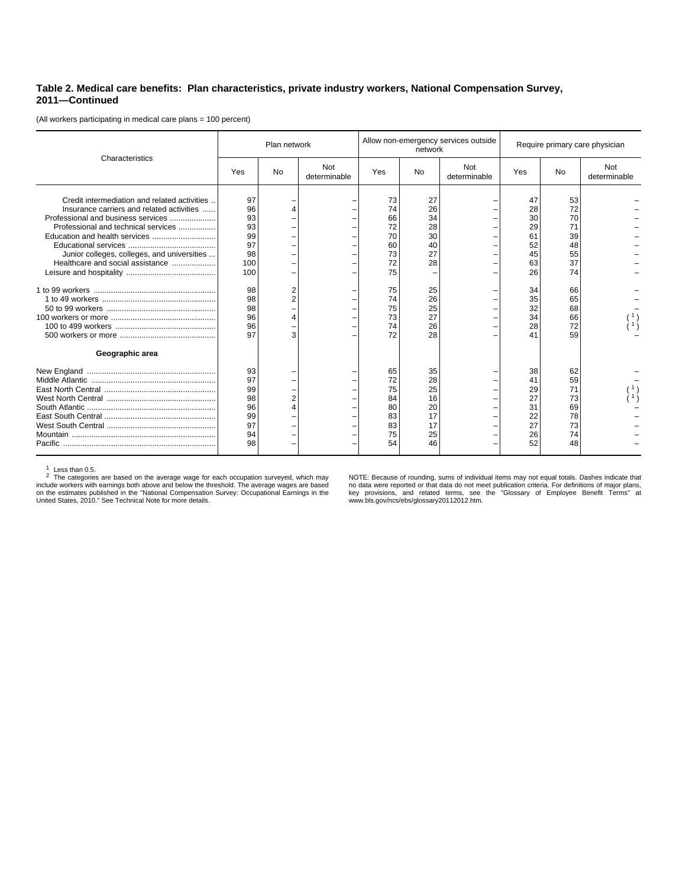**Table 2. Medical care benefits: Plan characteristics, private industry workers, National Compensation Survey, 2011—Continued**

(All workers participating in medical care plans = 100 percent)

| Characteristics | Plan network | | | Allow non-emergency services outside network | | | Require primary care physician | | |
|---|---|---|---|---|---|---|---|---|---|
| | Yes | No | Not determinable | Yes | No | Not determinable | Yes | No | Not determinable |
| Credit intermediation and related activities | 97 | – | – | 73 | 27 | – | 47 | 53 | – |
| Insurance carriers and related activities | 96 | 4 | – | 74 | 26 | – | 28 | 72 | – |
| Professional and business services | 93 | – | – | 66 | 34 | – | 30 | 70 | – |
| Professional and technical services | 93 | – | – | 72 | 28 | – | 29 | 71 | – |
| Education and health services | 99 | – | – | 70 | 30 | – | 61 | 39 | – |
| Educational services | 97 | – | – | 60 | 40 | – | 52 | 48 | – |
| Junior colleges, colleges, and universities | 98 | – | – | 73 | 27 | – | 45 | 55 | – |
| Healthcare and social assistance | 100 | – | – | 72 | 28 | – | 63 | 37 | – |
| Leisure and hospitality | 100 | – | – | 75 | – | – | 26 | 74 | – |
| 1 to 99 workers | 98 | 2 | – | 75 | 25 | – | 34 | 66 | – |
| 1 to 49 workers | 98 | 2 | – | 74 | 26 | – | 35 | 65 | – |
| 50 to 99 workers | 98 | – | – | 75 | 25 | – | 32 | 68 | – |
| 100 workers or more | 96 | 4 | – | 73 | 27 | – | 34 | 66 | ([1]) |
| 100 to 499 workers | 96 | – | – | 74 | 26 | – | 28 | 72 | ([1]) |
| 500 workers or more | 97 | 3 | – | 72 | 28 | – | 41 | 59 | – |
| **Geographic area** | | | | | | | | | |
| New England | 93 | – | – | 65 | 35 | – | 38 | 62 | – |
| Middle Atlantic | 97 | – | – | 72 | 28 | – | 41 | 59 | – |
| East North Central | 99 | – | – | 75 | 25 | – | 29 | 71 | ([1]) |
| West North Central | 98 | 2 | – | 84 | 16 | – | 27 | 73 | ([1]) |
| South Atlantic | 96 | 4 | – | 80 | 20 | – | 31 | 69 | – |
| East South Central | 99 | – | – | 83 | 17 | – | 22 | 78 | – |
| West South Central | 97 | – | – | 83 | 17 | – | 27 | 73 | – |
| Mountain | 94 | – | – | 75 | 25 | – | 26 | 74 | – |
| Pacific | 98 | – | – | 54 | 46 | – | 52 | 48 | – |

[1] Less than 0.5.

[2] The categories are based on the average wage for each occupation surveyed, which may include workers with earnings both above and below the threshold. The average wages are based on the estimates published in the "National Compensation Survey: Occupational Earnings in the United States, 2010." See Technical Note for more details.

NOTE: Because of rounding, sums of individual items may not equal totals. Dashes indicate that no data were reported or that data do not meet publication criteria. For definitions of major plans, key provisions, and related terms, see the "Glossary of Employee Benefit Terms" at www.bls.gov/ncs/ebs/glossary20112012.htm.